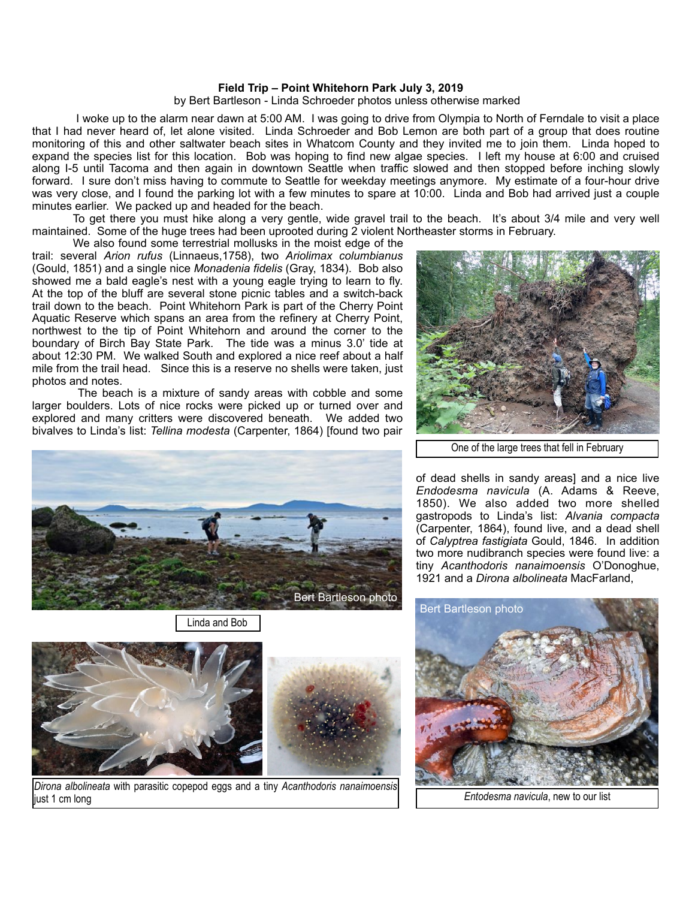**Field Trip – Point Whitehorn Park July 3, 2019**

by Bert Bartleson - Linda Schroeder photos unless otherwise marked

I woke up to the alarm near dawn at 5:00 AM. I was going to drive from Olympia to North of Ferndale to visit a place that I had never heard of, let alone visited. Linda Schroeder and Bob Lemon are both part of a group that does routine monitoring of this and other saltwater beach sites in Whatcom County and they invited me to join them. Linda hoped to expand the species list for this location. Bob was hoping to find new algae species. I left my house at 6:00 and cruised along I-5 until Tacoma and then again in downtown Seattle when traffic slowed and then stopped before inching slowly forward. I sure don't miss having to commute to Seattle for weekday meetings anymore. My estimate of a four-hour drive was very close, and I found the parking lot with a few minutes to spare at 10:00. Linda and Bob had arrived just a couple minutes earlier. We packed up and headed for the beach.

To get there you must hike along a very gentle, wide gravel trail to the beach. It's about 3/4 mile and very well maintained. Some of the huge trees had been uprooted during 2 violent Northeaster storms in February.

We also found some terrestrial mollusks in the moist edge of the trail: several *Arion rufus* (Linnaeus,1758), two *Ariolimax columbianus* (Gould, 1851) and a single nice *Monadenia fidelis* (Gray, 1834). Bob also showed me a bald eagle's nest with a young eagle trying to learn to fly. At the top of the bluff are several stone picnic tables and a switch-back trail down to the beach. Point Whitehorn Park is part of the Cherry Point Aquatic Reserve which spans an area from the refinery at Cherry Point, northwest to the tip of Point Whitehorn and around the corner to the boundary of Birch Bay State Park. The tide was a minus 3.0' tide at about 12:30 PM. We walked South and explored a nice reef about a half mile from the trail head. Since this is a reserve no shells were taken, just photos and notes.

One of the large trees that fell in February

The beach is a mixture of sandy areas with cobble and some larger boulders. Lots of nice rocks were picked up or turned over and explored and many critters were discovered beneath. We added two bivalves to Linda's list: *Tellina modesta* (Carpenter, 1864) [found two pair of dead shells in sandy areas] and a nice live *Endodesma navicula* (A. Adams & Reeve, 1850). We also added two more shelled gastropods to Linda's list: *Alvania compacta* (Carpenter, 1864), found live, and a dead shell of *Calyptrea fastigiata* Gould, 1846. In addition two more nudibranch species were found live: a tiny *Acanthodoris nanaimoensis* O'Donoghue, 1921 and a *Dirona albolineata* MacFarland,

Bert Bartleson photo

Linda and Bob

*Dirona albolineata* with parasitic copepod eggs and a tiny *Acanthodoris nanaimoensis* just 1 cm long

Bert Bartleson photo

*Entodesma navicula*, new to our list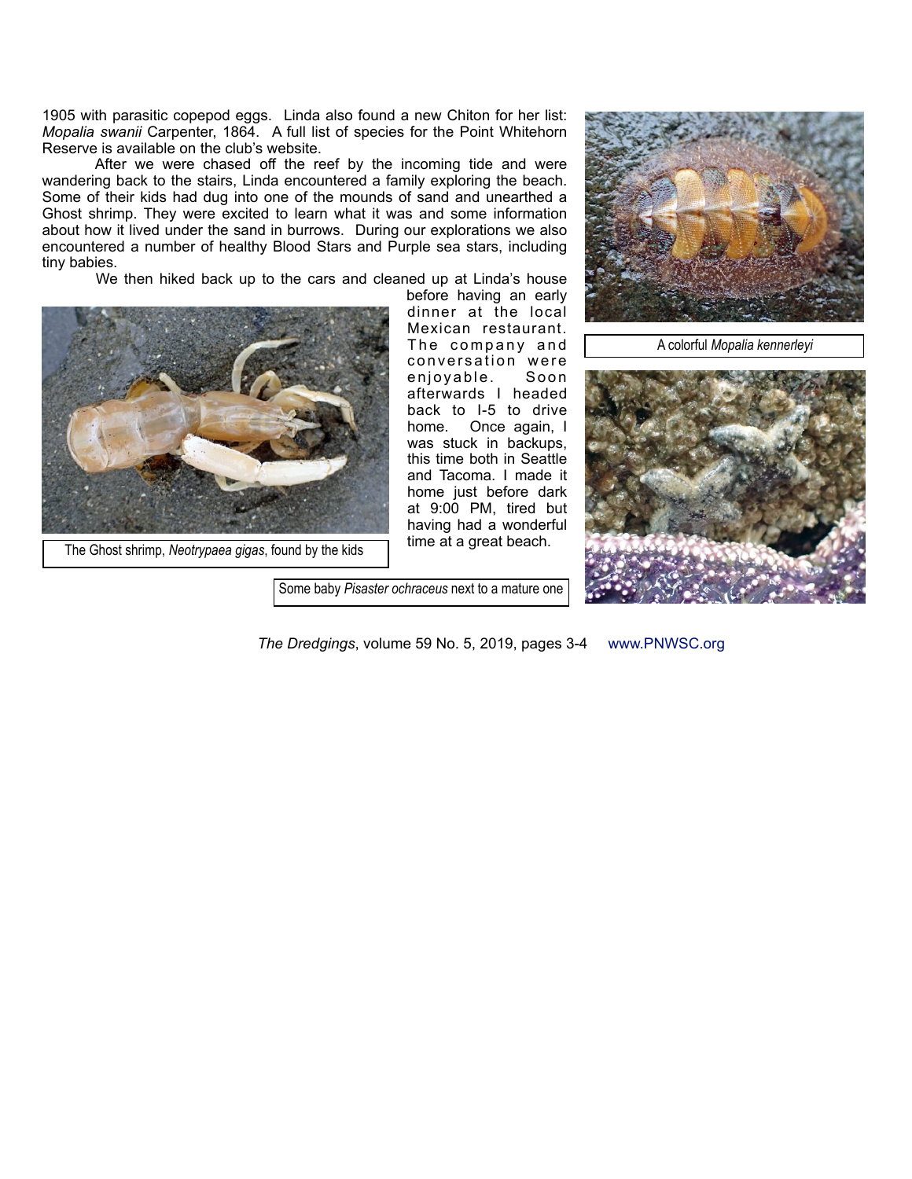1905 with parasitic copepod eggs. Linda also found a new Chiton for her list: *Mopalia swanii* Carpenter, 1864. A full list of species for the Point Whitehorn Reserve is available on the club's website.

After we were chased off the reef by the incoming tide and were wandering back to the stairs, Linda encountered a family exploring the beach. Some of their kids had dug into one of the mounds of sand and unearthed a Ghost shrimp. They were excited to learn what it was and some information about how it lived under the sand in burrows. During our explorations we also encountered a number of healthy Blood Stars and Purple sea stars, including tiny babies.

We then hiked back up to the cars and cleaned up at Linda's house before having an early dinner at the local Mexican restaurant. The company and conversation were enjoyable. Soon afterwards I headed back to I-5 to drive home. Once again, I was stuck in backups, this time both in Seattle and Tacoma. I made it home just before dark at 9:00 PM, tired but having had a wonderful time at a great beach.

A colorful *Mopalia kennerleyi*

The Ghost shrimp, *Neotrypaea gigas*, found by the kids

Some baby *Pisaster ochraceus* next to a mature one